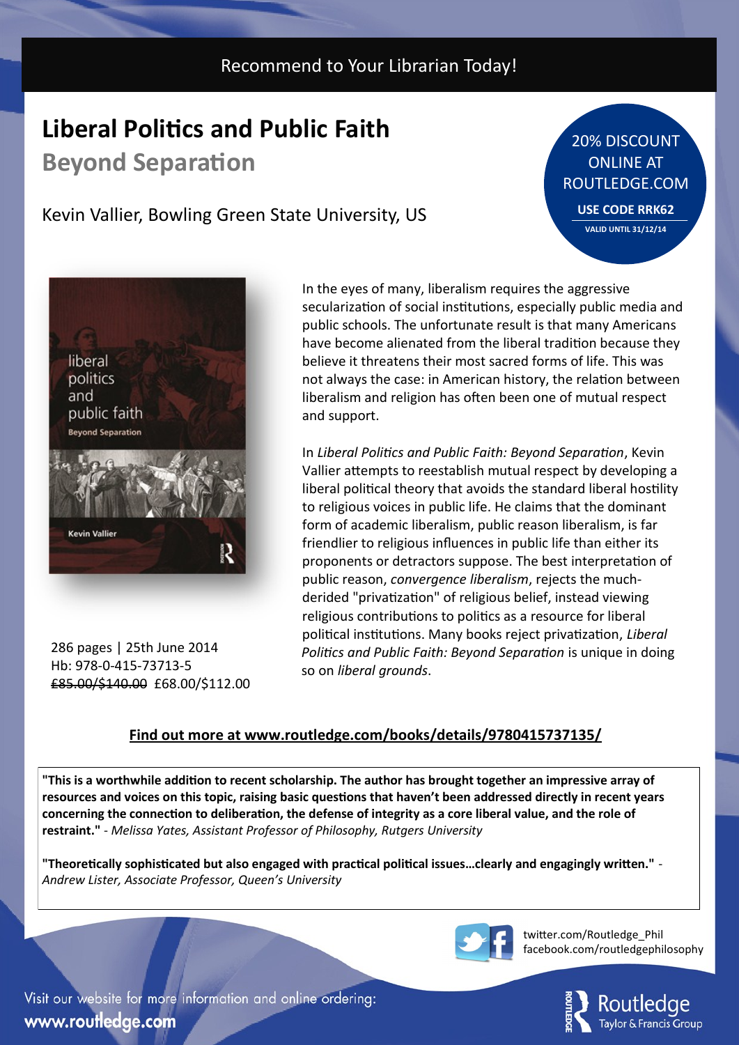Recommend to Your Librarian Today!

# Liberal Politics and Public Faith

## Beyond Separation

Kevin Vallier, Bowling Green State University, US

20% DISCOUNT ONLINE AT ROUTLEDGE.COM

**USE CODE RRK62**

**VALID UNTIL 31/12/14**

In the eyes of many, liberalism requires the aggressive secularization of social institutions, especially public media and public schools. The unfortunate result is that many Americans have become alienated from the liberal tradition because they believe it threatens their most sacred forms of life. This was not always the case: in American history, the relation between liberalism and religion has often been one of mutual respect and support.

In *Liberal Politics and Public Faith: Beyond Separation*, Kevin Vallier attempts to reestablish mutual respect by developing a liberal political theory that avoids the standard liberal hostility to religious voices in public life. He claims that the dominant form of academic liberalism, public reason liberalism, is far friendlier to religious influences in public life than either its proponents or detractors suppose. The best interpretation of public reason, *convergence liberalism*, rejects the much-derided "privatization" of religious belief, instead viewing religious contributions to politics as a resource for liberal political institutions. Many books reject privatization, *Liberal Politics and Public Faith: Beyond Separation* is unique in doing so on *liberal grounds*.

286 pages | 25th June 2014
Hb: 978-0-415-73713-5
~~£85.00/$140.00~~ £68.00/$112.00

**Find out more at www.routledge.com/books/details/9780415737135/**

**"This is a worthwhile addition to recent scholarship. The author has brought together an impressive array of resources and voices on this topic, raising basic questions that haven't been addressed directly in recent years concerning the connection to deliberation, the defense of integrity as a core liberal value, and the role of restraint."** - *Melissa Yates, Assistant Professor of Philosophy, Rutgers University*

**"Theoretically sophisticated but also engaged with practical political issues…clearly and engagingly written."** - *Andrew Lister, Associate Professor, Queen's University*

twitter.com/Routledge_Phil
facebook.com/routledgephilosophy

Visit our website for more information and online ordering:
**www.routledge.com**

Routledge
Taylor & Francis Group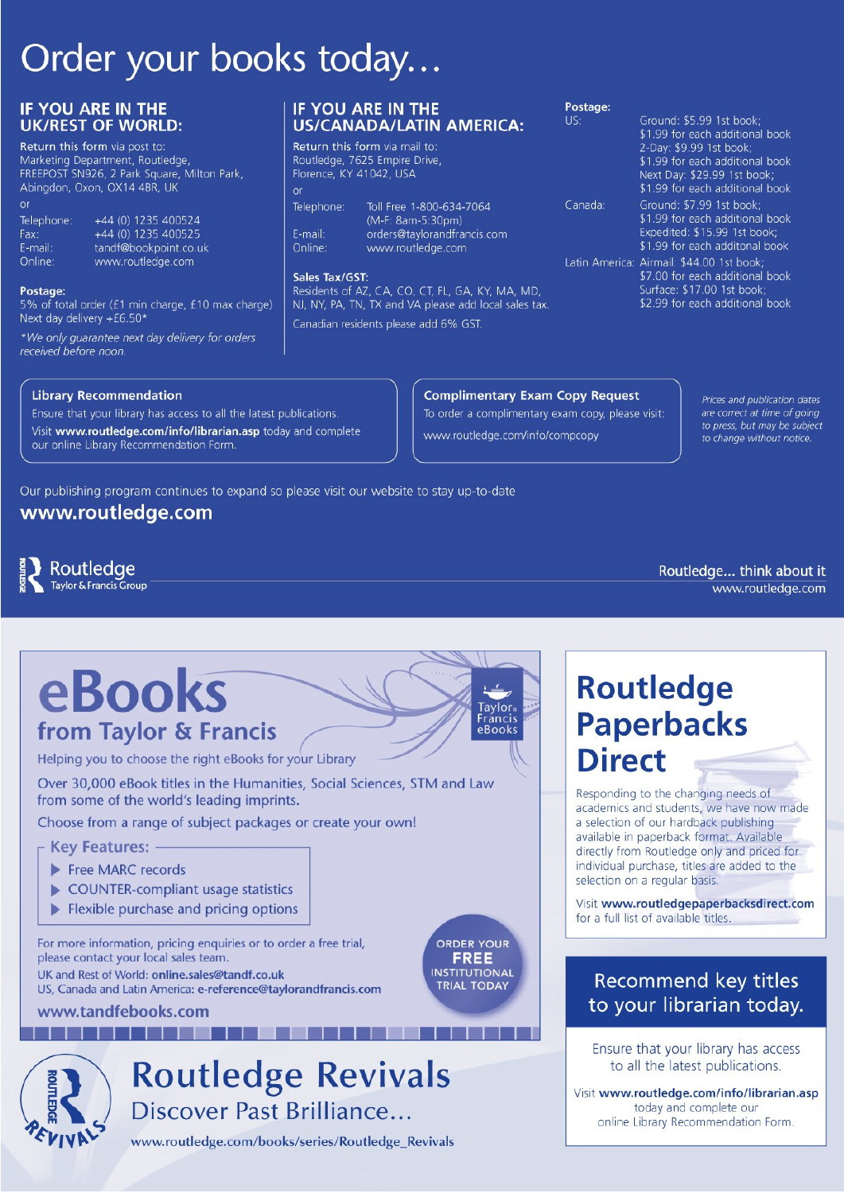# Order your books today...

## IF YOU ARE IN THE UK/REST OF WORLD:

Return this form via post to:
Marketing Department, Routledge,
FREEPOST SN926, 2 Park Square, Milton Park,
Abingdon, Oxon, OX14 4BR, UK

or

| | |
|---|---|
| Telephone: | +44 (0) 1235 400524 |
| Fax: | +44 (0) 1235 400525 |
| E-mail: | tandf@bookpoint.co.uk |
| Online: | www.routledge.com |

**Postage:**
5% of total order (£1 min charge, £10 max charge)
Next day delivery +£6.50*

*We only guarantee next day delivery for orders received before noon.*

## IF YOU ARE IN THE US/CANADA/LATIN AMERICA:

Return this form via mail to:
Routledge, 7625 Empire Drive,
Florence, KY 41042, USA

or

| | |
|---|---|
| Telephone: | Toll Free 1-800-634-7064 (M-F: 8am-5:30pm) |
| E-mail: | orders@taylorandfrancis.com |
| Online: | www.routledge.com |

**Sales Tax/GST:**
Residents of AZ, CA, CO, CT, FL, GA, KY, MA, MD, NJ, NY, PA, TN, TX and VA please add local sales tax.

Canadian residents please add 6% GST.

**Postage:**

| | |
|---|---|
| US: | Ground: $5.99 1st book; $1.99 for each additional book |
| | 2-Day: $9.99 1st book; $1.99 for each additional book |
| | Next Day: $29.99 1st book; $1.99 for each additional book |
| Canada: | Ground: $7.99 1st book; $1.99 for each additional book |
| | Expedited: $15.99 1st book; $1.99 for each additonal book |
| Latin America: | Airmail: $44.00 1st book; $7.00 for each additional book |
| | Surface: $17.00 1st book; $2.99 for each additional book |

**Library Recommendation**
Ensure that your library has access to all the latest publications.
Visit **www.routledge.com/info/librarian.asp** today and complete our online Library Recommendation Form.

**Complimentary Exam Copy Request**
To order a complimentary exam copy, please visit:
www.routledge.com/info/compcopy

*Prices and publication dates are correct at time of going to press, but may be subject to change without notice.*

Our publishing program continues to expand so please visit our website to stay up-to-date
**www.routledge.com**

Routledge
Taylor & Francis Group

Routledge... think about it
www.routledge.com

# eBooks from Taylor & Francis

Taylor & Francis eBooks

Helping you to choose the right eBooks for your Library

Over 30,000 eBook titles in the Humanities, Social Sciences, STM and Law from some of the world's leading imprints.

Choose from a range of subject packages or create your own!

**Key Features:**
- Free MARC records
- COUNTER-compliant usage statistics
- Flexible purchase and pricing options

For more information, pricing enquiries or to order a free trial, please contact your local sales team.
UK and Rest of World: **online.sales@tandf.co.uk**
US, Canada and Latin America: **e-reference@taylorandfrancis.com**

**www.tandfebooks.com**

ORDER YOUR **FREE** INSTITUTIONAL TRIAL TODAY

# Routledge Paperbacks Direct

Responding to the changing needs of academics and students, we have now made a selection of our hardback publishing available in paperback format. Available directly from Routledge only and priced for individual purchase, titles are added to the selection on a regular basis.

Visit **www.routledgepaperbacksdirect.com** for a full list of available titles.

# Routledge Revivals

Discover Past Brilliance...

www.routledge.com/books/series/Routledge_Revivals

## Recommend key titles to your librarian today.

Ensure that your library has access to all the latest publications.

Visit **www.routledge.com/info/librarian.asp** today and complete our online Library Recommendation Form.